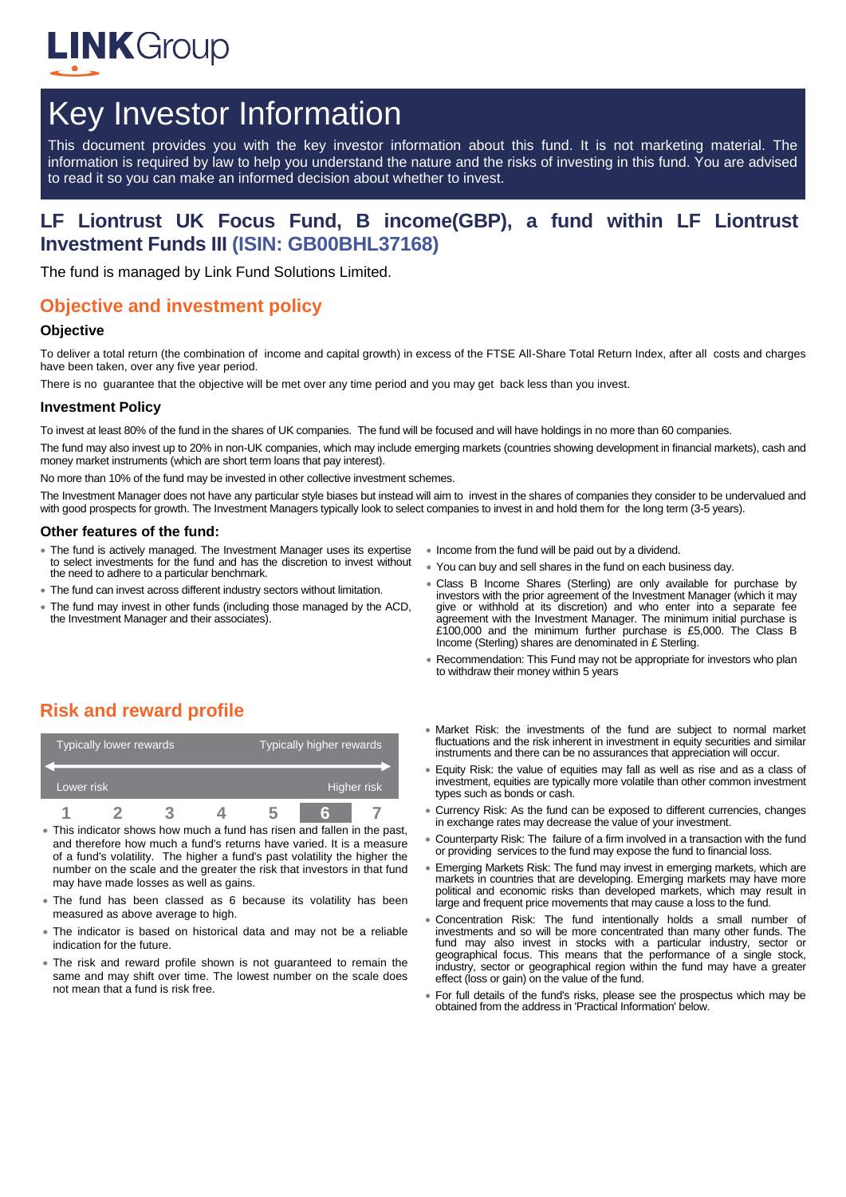# Key Investor Information

This document provides you with the key investor information about this fund. It is not marketing material. The information is required by law to help you understand the nature and the risks of investing in this fund. You are advised to read it so you can make an informed decision about whether to invest.

## LF Liontrust UK Focus Fund, B income(GBP), a fund within LF Liontrust Investment Funds III (ISIN: GB00BHL37168)

The fund is managed by Link Fund Solutions Limited.

## Objective and investment policy

### Objective

To deliver a total return (the combination of income and capital growth) in excess of the FTSE All-Share Total Return Index, after all costs and charges have been taken, over any five year period.

There is no guarantee that the objective will be met over any time period and you may get back less than you invest.

### Investment Policy

To invest at least 80% of the fund in the shares of UK companies. The fund will be focused and will have holdings in no more than 60 companies.

The fund may also invest up to 20% in non-UK companies, which may include emerging markets (countries showing development in financial markets), cash and money market instruments (which are short term loans that pay interest).

No more than 10% of the fund may be invested in other collective investment schemes.

The Investment Manager does not have any particular style biases but instead will aim to invest in the shares of companies they consider to be undervalued and with good prospects for growth. The Investment Managers typically look to select companies to invest in and hold them for the long term (3-5 years).

### Other features of the fund:

- The fund is actively managed. The Investment Manager uses its expertise to select investments for the fund and has the discretion to invest without the need to adhere to a particular benchmark.
- The fund can invest across different industry sectors without limitation.
- The fund may invest in other funds (including those managed by the ACD, the Investment Manager and their associates).
- Income from the fund will be paid out by a dividend.
- You can buy and sell shares in the fund on each business day.
- Class B Income Shares (Sterling) are only available for purchase by investors with the prior agreement of the Investment Manager (which it may give or withhold at its discretion) and who enter into a separate fee agreement with the Investment Manager. The minimum initial purchase is £100,000 and the minimum further purchase is £5,000. The Class B Income (Sterling) shares are denominated in £ Sterling.
- Recommendation: This Fund may not be appropriate for investors who plan to withdraw their money within 5 years

## Risk and reward profile

| Typically lower rewards | | | | | | Typically higher rewards |
|---|---|---|---|---|---|---|
| Lower risk | | | | | | Higher risk |
| 1 | 2 | 3 | 4 | 5 | **6** | 7 |

- This indicator shows how much a fund has risen and fallen in the past, and therefore how much a fund's returns have varied. It is a measure of a fund's volatility. The higher a fund's past volatility the higher the number on the scale and the greater the risk that investors in that fund may have made losses as well as gains.
- The fund has been classed as 6 because its volatility has been measured as above average to high.
- The indicator is based on historical data and may not be a reliable indication for the future.
- The risk and reward profile shown is not guaranteed to remain the same and may shift over time. The lowest number on the scale does not mean that a fund is risk free.
- Market Risk: the investments of the fund are subject to normal market fluctuations and the risk inherent in investment in equity securities and similar instruments and there can be no assurances that appreciation will occur.
- Equity Risk: the value of equities may fall as well as rise and as a class of investment, equities are typically more volatile than other common investment types such as bonds or cash.
- Currency Risk: As the fund can be exposed to different currencies, changes in exchange rates may decrease the value of your investment.
- Counterparty Risk: The failure of a firm involved in a transaction with the fund or providing services to the fund may expose the fund to financial loss.
- Emerging Markets Risk: The fund may invest in emerging markets, which are markets in countries that are developing. Emerging markets may have more political and economic risks than developed markets, which may result in large and frequent price movements that may cause a loss to the fund.
- Concentration Risk: The fund intentionally holds a small number of investments and so will be more concentrated than many other funds. The fund may also invest in stocks with a particular industry, sector or geographical focus. This means that the performance of a single stock, industry, sector or geographical region within the fund may have a greater effect (loss or gain) on the value of the fund.
- For full details of the fund's risks, please see the prospectus which may be obtained from the address in 'Practical Information' below.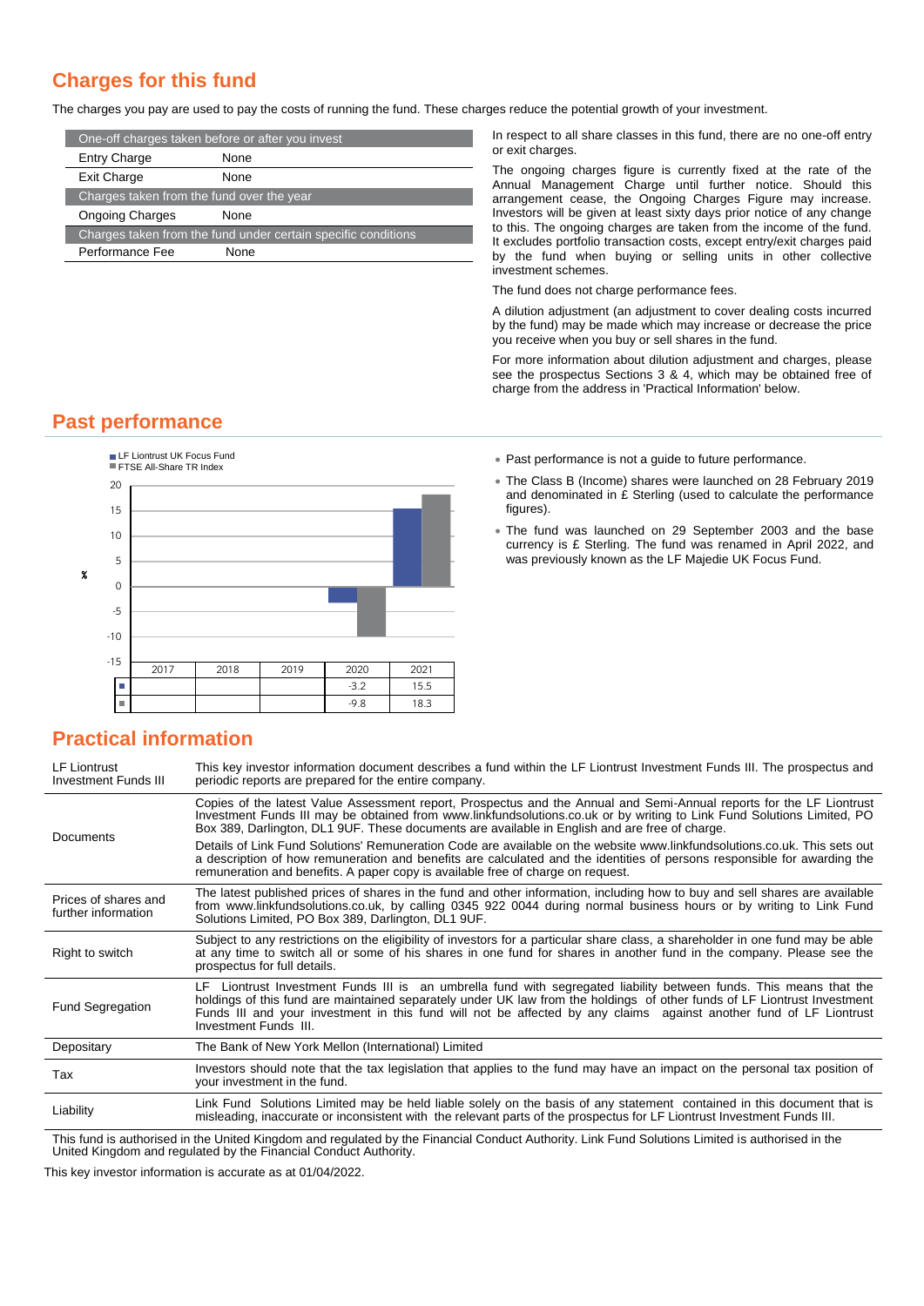## Charges for this fund

The charges you pay are used to pay the costs of running the fund. These charges reduce the potential growth of your investment.

| | |
|---|---|
| One-off charges taken before or after you invest | |
| Entry Charge | None |
| Exit Charge | None |
| Charges taken from the fund over the year | |
| Ongoing Charges | None |
| Charges taken from the fund under certain specific conditions | |
| Performance Fee | None |

In respect to all share classes in this fund, there are no one-off entry or exit charges.

The ongoing charges figure is currently fixed at the rate of the Annual Management Charge until further notice. Should this arrangement cease, the Ongoing Charges Figure may increase. Investors will be given at least sixty days prior notice of any change to this. The ongoing charges are taken from the income of the fund. It excludes portfolio transaction costs, except entry/exit charges paid by the fund when buying or selling units in other collective investment schemes.

The fund does not charge performance fees.

A dilution adjustment (an adjustment to cover dealing costs incurred by the fund) may be made which may increase or decrease the price you receive when you buy or sell shares in the fund.

For more information about dilution adjustment and charges, please see the prospectus Sections 3 & 4, which may be obtained free of charge from the address in 'Practical Information' below.

## Past performance

LF Liontrust UK Focus Fund
FTSE All-Share TR Index

%

20
15
10
5
0
-5
-10
-15

2017 2018 2019 2020 2021

LF Liontrust UK Focus Fund: 2020: -3.2, 2021: 15.5
FTSE All-Share TR Index: 2020: -9.8, 2021: 18.3

- Past performance is not a guide to future performance.
- The Class B (Income) shares were launched on 28 February 2019 and denominated in £ Sterling (used to calculate the performance figures).
- The fund was launched on 29 September 2003 and the base currency is £ Sterling. The fund was renamed in April 2022, and was previously known as the LF Majedie UK Focus Fund.

## Practical information

| | |
|---|---|
| LF Liontrust Investment Funds III | This key investor information document describes a fund within the LF Liontrust Investment Funds III. The prospectus and periodic reports are prepared for the entire company. |
| Documents | Copies of the latest Value Assessment report, Prospectus and the Annual and Semi-Annual reports for the LF Liontrust Investment Funds III may be obtained from www.linkfundsolutions.co.uk or by writing to Link Fund Solutions Limited, PO Box 389, Darlington, DL1 9UF. These documents are available in English and are free of charge.<br>Details of Link Fund Solutions' Remuneration Code are available on the website www.linkfundsolutions.co.uk. This sets out a description of how remuneration and benefits are calculated and the identities of persons responsible for awarding the remuneration and benefits. A paper copy is available free of charge on request. |
| Prices of shares and further information | The latest published prices of shares in the fund and other information, including how to buy and sell shares are available from www.linkfundsolutions.co.uk, by calling 0345 922 0044 during normal business hours or by writing to Link Fund Solutions Limited, PO Box 389, Darlington, DL1 9UF. |
| Right to switch | Subject to any restrictions on the eligibility of investors for a particular share class, a shareholder in one fund may be able at any time to switch all or some of his shares in one fund for shares in another fund in the company. Please see the prospectus for full details. |
| Fund Segregation | LF Liontrust Investment Funds III is an umbrella fund with segregated liability between funds. This means that the holdings of this fund are maintained separately under UK law from the holdings of other funds of LF Liontrust Investment Funds III and your investment in this fund will not be affected by any claims against another fund of LF Liontrust Investment Funds III. |
| Depositary | The Bank of New York Mellon (International) Limited |
| Tax | Investors should note that the tax legislation that applies to the fund may have an impact on the personal tax position of your investment in the fund. |
| Liability | Link Fund Solutions Limited may be held liable solely on the basis of any statement contained in this document that is misleading, inaccurate or inconsistent with the relevant parts of the prospectus for LF Liontrust Investment Funds III. |

This fund is authorised in the United Kingdom and regulated by the Financial Conduct Authority. Link Fund Solutions Limited is authorised in the United Kingdom and regulated by the Financial Conduct Authority.

This key investor information is accurate as at 01/04/2022.